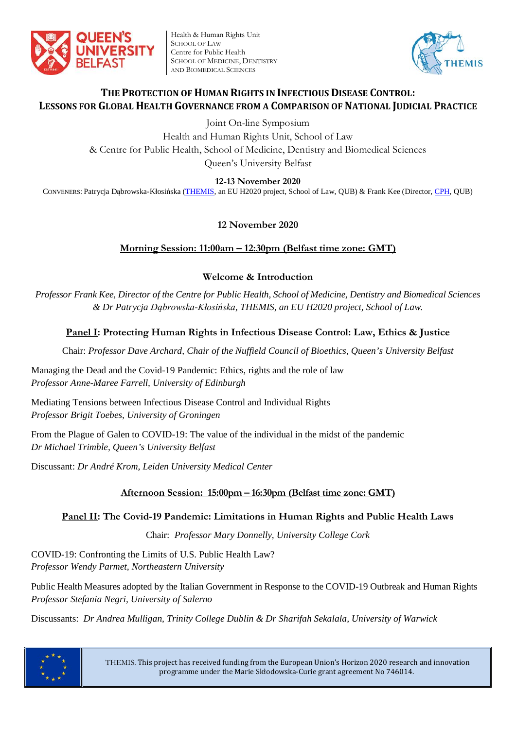Health & Human Rights Unit
School of Law
Centre for Public Health
School of Medicine, Dentistry and Biomedical Sciences

# The Protection of Human Rights in Infectious Disease Control: Lessons for Global Health Governance from a Comparison of National Judicial Practice

Joint On-line Symposium
Health and Human Rights Unit, School of Law
& Centre for Public Health, School of Medicine, Dentistry and Biomedical Sciences
Queen's University Belfast

**12-13 November 2020**

CONVENERS: Patrycja Dąbrowska-Kłosińska (THEMIS, an EU H2020 project, School of Law, QUB) & Frank Kee (Director, CPH, QUB)

## 12 November 2020

### Morning Session: 11:00am – 12:30pm (Belfast time zone: GMT)

**Welcome & Introduction**

*Professor Frank Kee, Director of the Centre for Public Health, School of Medicine, Dentistry and Biomedical Sciences & Dr Patrycja Dąbrowska-Kłosińska, THEMIS, an EU H2020 project, School of Law.*

**Panel I: Protecting Human Rights in Infectious Disease Control: Law, Ethics & Justice**

Chair: *Professor Dave Archard, Chair of the Nuffield Council of Bioethics, Queen's University Belfast*

Managing the Dead and the Covid-19 Pandemic: Ethics, rights and the role of law
*Professor Anne-Maree Farrell, University of Edinburgh*

Mediating Tensions between Infectious Disease Control and Individual Rights
*Professor Brigit Toebes, University of Groningen*

From the Plague of Galen to COVID-19: The value of the individual in the midst of the pandemic
*Dr Michael Trimble, Queen's University Belfast*

Discussant: *Dr André Krom, Leiden University Medical Center*

### Afternoon Session: 15:00pm – 16:30pm (Belfast time zone: GMT)

**Panel II: The Covid-19 Pandemic: Limitations in Human Rights and Public Health Laws**

Chair: *Professor Mary Donnelly, University College Cork*

COVID-19: Confronting the Limits of U.S. Public Health Law?
*Professor Wendy Parmet, Northeastern University*

Public Health Measures adopted by the Italian Government in Response to the COVID-19 Outbreak and Human Rights
*Professor Stefania Negri, University of Salerno*

Discussants: *Dr Andrea Mulligan, Trinity College Dublin & Dr Sharifah Sekalala, University of Warwick*

THEMIS. This project has received funding from the European Union's Horizon 2020 research and innovation programme under the Marie Skłodowska-Curie grant agreement No 746014.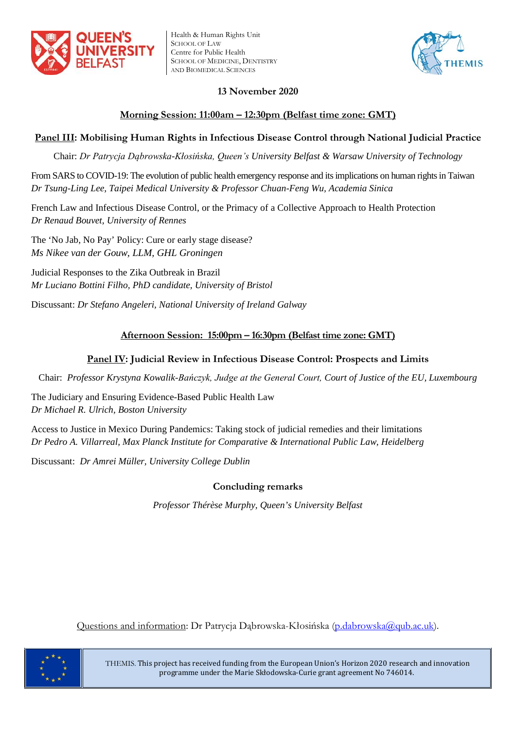Health & Human Rights Unit
School of Law
Centre for Public Health
School of Medicine, Dentistry and Biomedical Sciences

**13 November 2020**

**Morning Session: 11:00am – 12:30pm (Belfast time zone: GMT)**

## Panel III: Mobilising Human Rights in Infectious Disease Control through National Judicial Practice

Chair: *Dr Patrycja Dąbrowska-Kłosińska, Queen's University Belfast & Warsaw University of Technology*

From SARS to COVID-19: The evolution of public health emergency response and its implications on human rights in Taiwan
*Dr Tsung-Ling Lee, Taipei Medical University & Professor Chuan-Feng Wu, Academia Sinica*

French Law and Infectious Disease Control, or the Primacy of a Collective Approach to Health Protection
*Dr Renaud Bouvet, University of Rennes*

The 'No Jab, No Pay' Policy: Cure or early stage disease?
*Ms Nikee van der Gouw, LLM, GHL Groningen*

Judicial Responses to the Zika Outbreak in Brazil
*Mr Luciano Bottini Filho, PhD candidate, University of Bristol*

Discussant: *Dr Stefano Angeleri, National University of Ireland Galway*

**Afternoon Session: 15:00pm – 16:30pm (Belfast time zone: GMT)**

## Panel IV: Judicial Review in Infectious Disease Control: Prospects and Limits

Chair: *Professor Krystyna Kowalik-Bańczyk, Judge at the General Court, Court of Justice of the EU, Luxembourg*

The Judiciary and Ensuring Evidence-Based Public Health Law
*Dr Michael R. Ulrich, Boston University*

Access to Justice in Mexico During Pandemics: Taking stock of judicial remedies and their limitations
*Dr Pedro A. Villarreal, Max Planck Institute for Comparative & International Public Law, Heidelberg*

Discussant: *Dr Amrei Müller, University College Dublin*

## Concluding remarks

*Professor Thérèse Murphy, Queen's University Belfast*

Questions and information: Dr Patrycja Dąbrowska-Kłosińska (p.dabrowska@qub.ac.uk).

THEMIS. This project has received funding from the European Union's Horizon 2020 research and innovation programme under the Marie Skłodowska-Curie grant agreement No 746014.